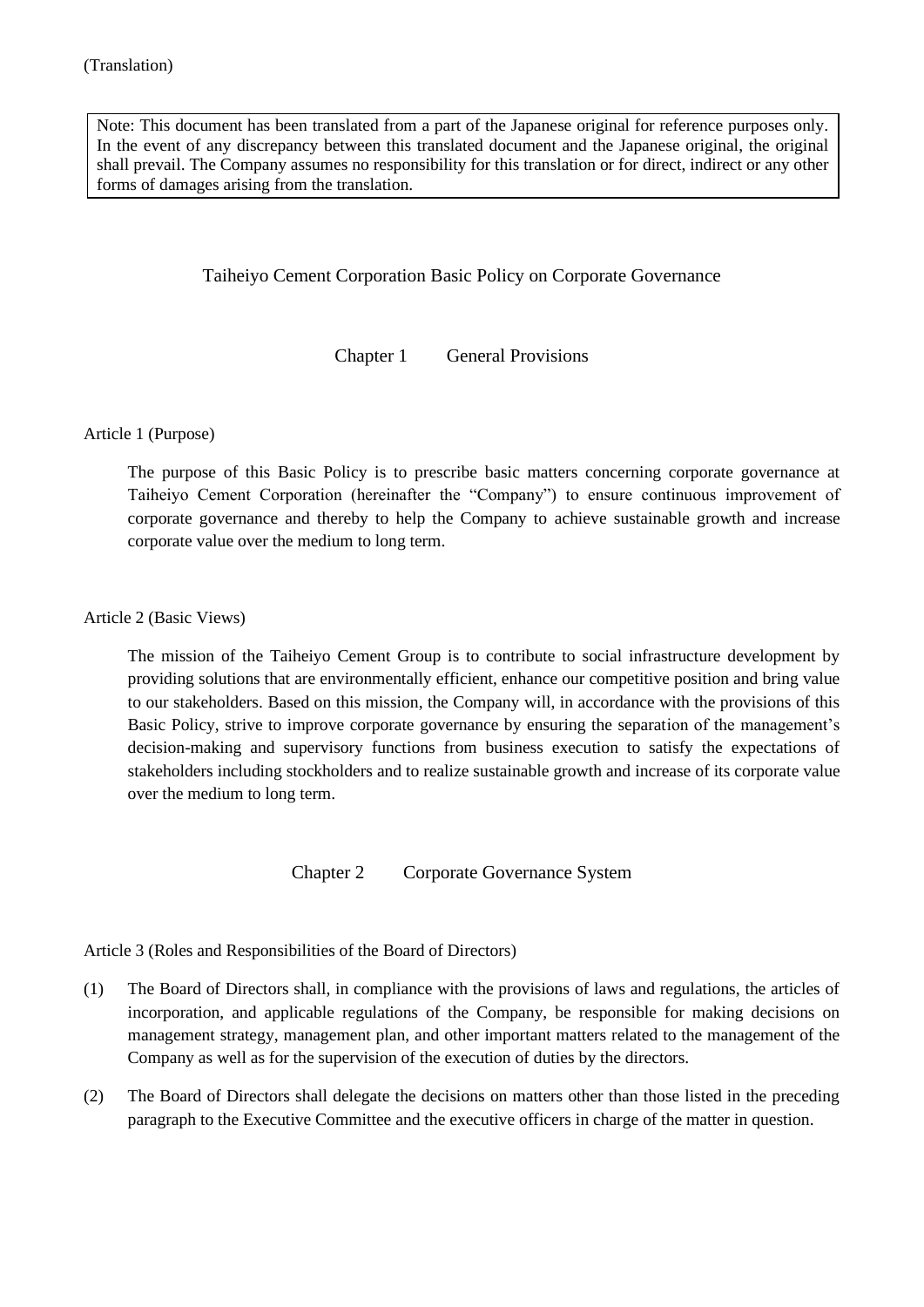(Translation)

> Note: This document has been translated from a part of the Japanese original for reference purposes only. In the event of any discrepancy between this translated document and the Japanese original, the original shall prevail. The Company assumes no responsibility for this translation or for direct, indirect or any other forms of damages arising from the translation.

# Taiheiyo Cement Corporation Basic Policy on Corporate Governance

## Chapter 1 General Provisions

### Article 1 (Purpose)

The purpose of this Basic Policy is to prescribe basic matters concerning corporate governance at Taiheiyo Cement Corporation (hereinafter the "Company") to ensure continuous improvement of corporate governance and thereby to help the Company to achieve sustainable growth and increase corporate value over the medium to long term.

### Article 2 (Basic Views)

The mission of the Taiheiyo Cement Group is to contribute to social infrastructure development by providing solutions that are environmentally efficient, enhance our competitive position and bring value to our stakeholders. Based on this mission, the Company will, in accordance with the provisions of this Basic Policy, strive to improve corporate governance by ensuring the separation of the management's decision-making and supervisory functions from business execution to satisfy the expectations of stakeholders including stockholders and to realize sustainable growth and increase of its corporate value over the medium to long term.

## Chapter 2 Corporate Governance System

### Article 3 (Roles and Responsibilities of the Board of Directors)

(1) The Board of Directors shall, in compliance with the provisions of laws and regulations, the articles of incorporation, and applicable regulations of the Company, be responsible for making decisions on management strategy, management plan, and other important matters related to the management of the Company as well as for the supervision of the execution of duties by the directors.

(2) The Board of Directors shall delegate the decisions on matters other than those listed in the preceding paragraph to the Executive Committee and the executive officers in charge of the matter in question.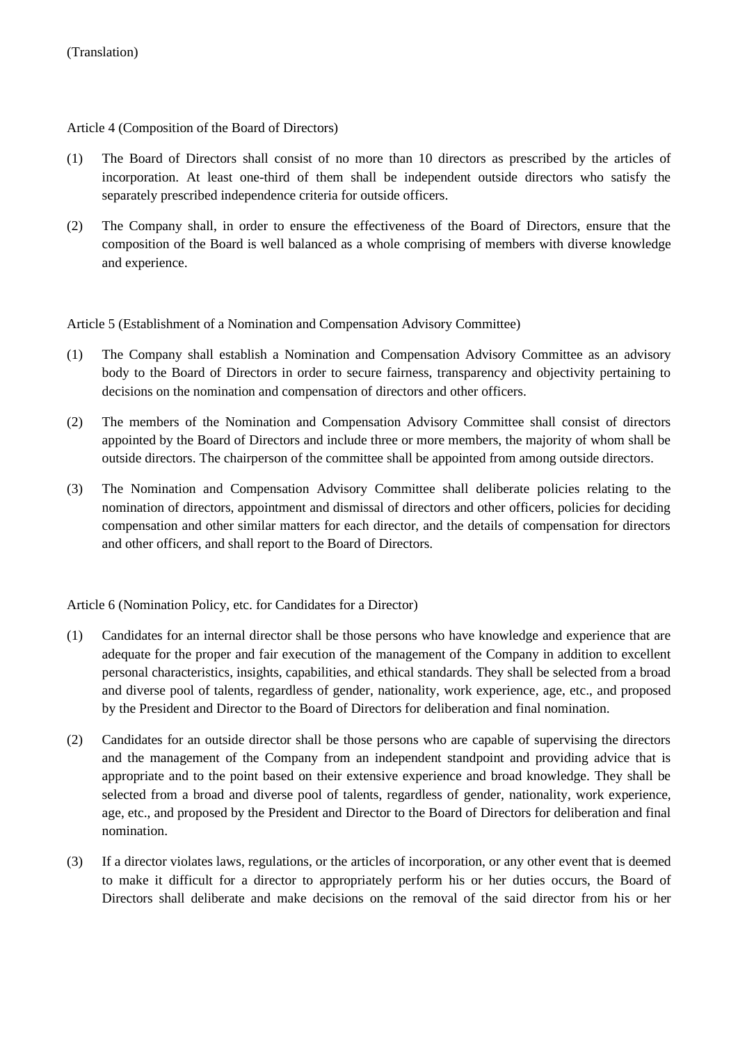(Translation)

Article 4 (Composition of the Board of Directors)

(1) The Board of Directors shall consist of no more than 10 directors as prescribed by the articles of incorporation. At least one-third of them shall be independent outside directors who satisfy the separately prescribed independence criteria for outside officers.

(2) The Company shall, in order to ensure the effectiveness of the Board of Directors, ensure that the composition of the Board is well balanced as a whole comprising of members with diverse knowledge and experience.

Article 5 (Establishment of a Nomination and Compensation Advisory Committee)

(1) The Company shall establish a Nomination and Compensation Advisory Committee as an advisory body to the Board of Directors in order to secure fairness, transparency and objectivity pertaining to decisions on the nomination and compensation of directors and other officers.

(2) The members of the Nomination and Compensation Advisory Committee shall consist of directors appointed by the Board of Directors and include three or more members, the majority of whom shall be outside directors. The chairperson of the committee shall be appointed from among outside directors.

(3) The Nomination and Compensation Advisory Committee shall deliberate policies relating to the nomination of directors, appointment and dismissal of directors and other officers, policies for deciding compensation and other similar matters for each director, and the details of compensation for directors and other officers, and shall report to the Board of Directors.

Article 6 (Nomination Policy, etc. for Candidates for a Director)

(1) Candidates for an internal director shall be those persons who have knowledge and experience that are adequate for the proper and fair execution of the management of the Company in addition to excellent personal characteristics, insights, capabilities, and ethical standards. They shall be selected from a broad and diverse pool of talents, regardless of gender, nationality, work experience, age, etc., and proposed by the President and Director to the Board of Directors for deliberation and final nomination.

(2) Candidates for an outside director shall be those persons who are capable of supervising the directors and the management of the Company from an independent standpoint and providing advice that is appropriate and to the point based on their extensive experience and broad knowledge. They shall be selected from a broad and diverse pool of talents, regardless of gender, nationality, work experience, age, etc., and proposed by the President and Director to the Board of Directors for deliberation and final nomination.

(3) If a director violates laws, regulations, or the articles of incorporation, or any other event that is deemed to make it difficult for a director to appropriately perform his or her duties occurs, the Board of Directors shall deliberate and make decisions on the removal of the said director from his or her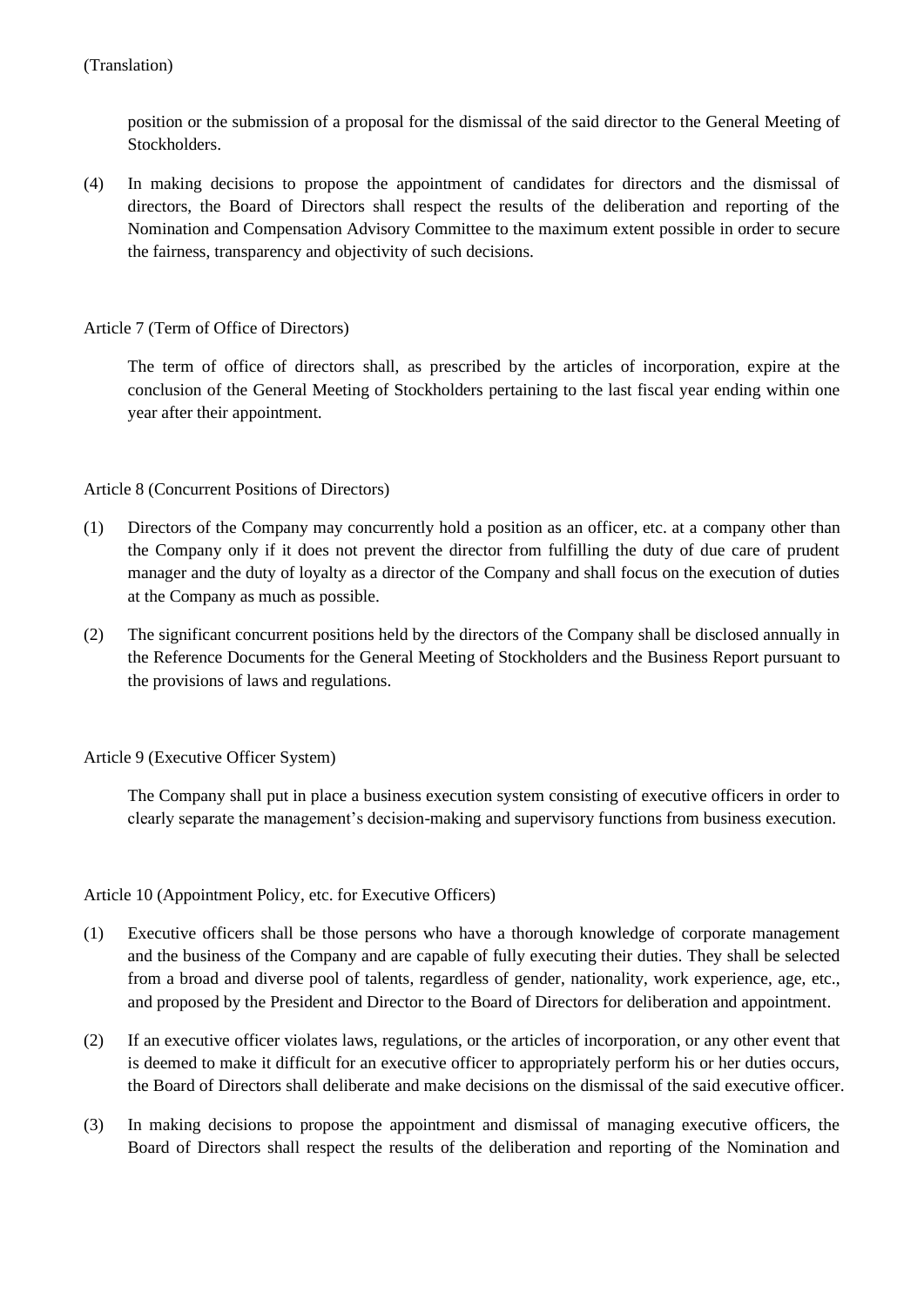(Translation)

position or the submission of a proposal for the dismissal of the said director to the General Meeting of Stockholders.

(4) In making decisions to propose the appointment of candidates for directors and the dismissal of directors, the Board of Directors shall respect the results of the deliberation and reporting of the Nomination and Compensation Advisory Committee to the maximum extent possible in order to secure the fairness, transparency and objectivity of such decisions.

Article 7 (Term of Office of Directors)

The term of office of directors shall, as prescribed by the articles of incorporation, expire at the conclusion of the General Meeting of Stockholders pertaining to the last fiscal year ending within one year after their appointment.

Article 8 (Concurrent Positions of Directors)

(1) Directors of the Company may concurrently hold a position as an officer, etc. at a company other than the Company only if it does not prevent the director from fulfilling the duty of due care of prudent manager and the duty of loyalty as a director of the Company and shall focus on the execution of duties at the Company as much as possible.

(2) The significant concurrent positions held by the directors of the Company shall be disclosed annually in the Reference Documents for the General Meeting of Stockholders and the Business Report pursuant to the provisions of laws and regulations.

Article 9 (Executive Officer System)

The Company shall put in place a business execution system consisting of executive officers in order to clearly separate the management's decision-making and supervisory functions from business execution.

Article 10 (Appointment Policy, etc. for Executive Officers)

(1) Executive officers shall be those persons who have a thorough knowledge of corporate management and the business of the Company and are capable of fully executing their duties. They shall be selected from a broad and diverse pool of talents, regardless of gender, nationality, work experience, age, etc., and proposed by the President and Director to the Board of Directors for deliberation and appointment.

(2) If an executive officer violates laws, regulations, or the articles of incorporation, or any other event that is deemed to make it difficult for an executive officer to appropriately perform his or her duties occurs, the Board of Directors shall deliberate and make decisions on the dismissal of the said executive officer.

(3) In making decisions to propose the appointment and dismissal of managing executive officers, the Board of Directors shall respect the results of the deliberation and reporting of the Nomination and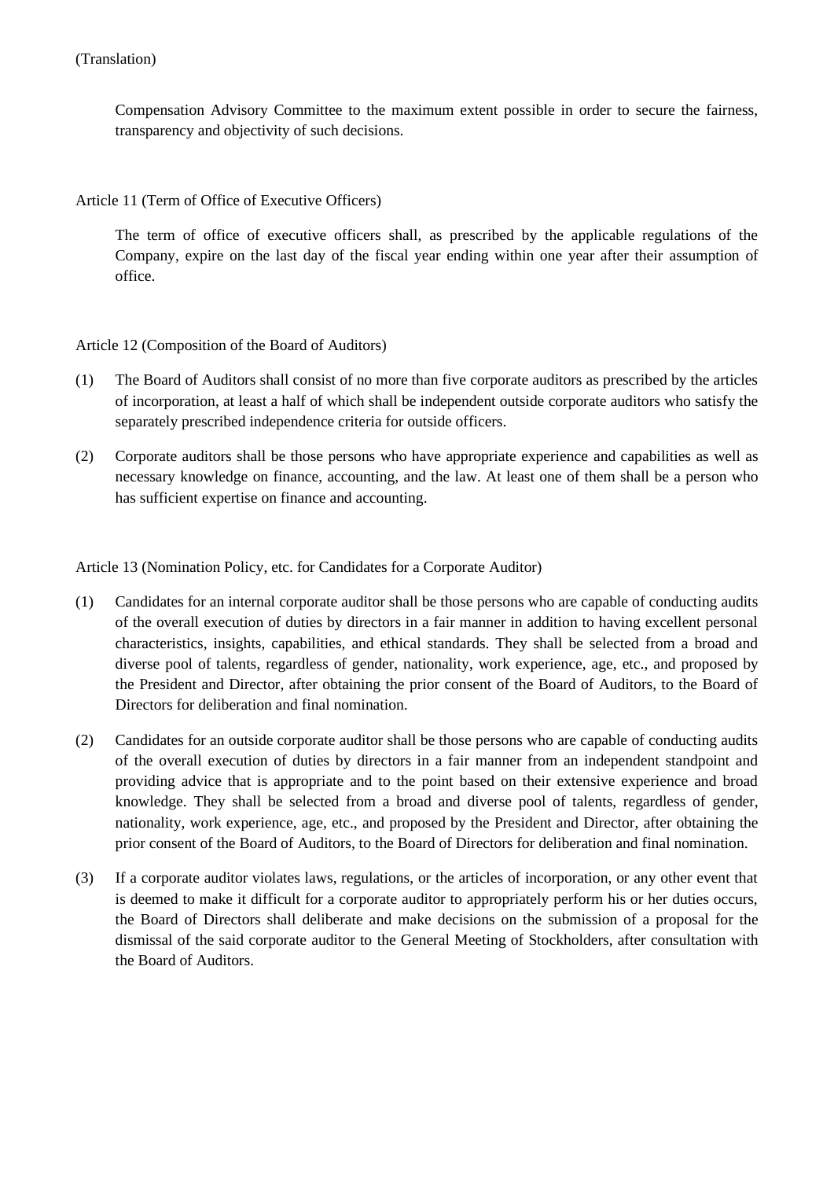Compensation Advisory Committee to the maximum extent possible in order to secure the fairness, transparency and objectivity of such decisions.

Article 11 (Term of Office of Executive Officers)

The term of office of executive officers shall, as prescribed by the applicable regulations of the Company, expire on the last day of the fiscal year ending within one year after their assumption of office.

Article 12 (Composition of the Board of Auditors)

(1) The Board of Auditors shall consist of no more than five corporate auditors as prescribed by the articles of incorporation, at least a half of which shall be independent outside corporate auditors who satisfy the separately prescribed independence criteria for outside officers.

(2) Corporate auditors shall be those persons who have appropriate experience and capabilities as well as necessary knowledge on finance, accounting, and the law. At least one of them shall be a person who has sufficient expertise on finance and accounting.

Article 13 (Nomination Policy, etc. for Candidates for a Corporate Auditor)

(1) Candidates for an internal corporate auditor shall be those persons who are capable of conducting audits of the overall execution of duties by directors in a fair manner in addition to having excellent personal characteristics, insights, capabilities, and ethical standards. They shall be selected from a broad and diverse pool of talents, regardless of gender, nationality, work experience, age, etc., and proposed by the President and Director, after obtaining the prior consent of the Board of Auditors, to the Board of Directors for deliberation and final nomination.

(2) Candidates for an outside corporate auditor shall be those persons who are capable of conducting audits of the overall execution of duties by directors in a fair manner from an independent standpoint and providing advice that is appropriate and to the point based on their extensive experience and broad knowledge. They shall be selected from a broad and diverse pool of talents, regardless of gender, nationality, work experience, age, etc., and proposed by the President and Director, after obtaining the prior consent of the Board of Auditors, to the Board of Directors for deliberation and final nomination.

(3) If a corporate auditor violates laws, regulations, or the articles of incorporation, or any other event that is deemed to make it difficult for a corporate auditor to appropriately perform his or her duties occurs, the Board of Directors shall deliberate and make decisions on the submission of a proposal for the dismissal of the said corporate auditor to the General Meeting of Stockholders, after consultation with the Board of Auditors.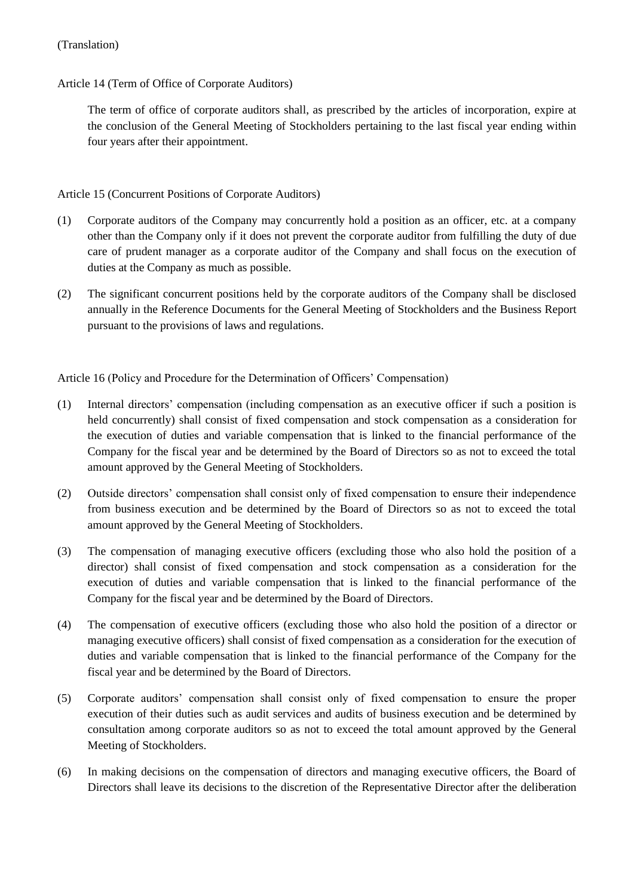(Translation)

Article 14 (Term of Office of Corporate Auditors)

The term of office of corporate auditors shall, as prescribed by the articles of incorporation, expire at the conclusion of the General Meeting of Stockholders pertaining to the last fiscal year ending within four years after their appointment.

Article 15 (Concurrent Positions of Corporate Auditors)

(1) Corporate auditors of the Company may concurrently hold a position as an officer, etc. at a company other than the Company only if it does not prevent the corporate auditor from fulfilling the duty of due care of prudent manager as a corporate auditor of the Company and shall focus on the execution of duties at the Company as much as possible.

(2) The significant concurrent positions held by the corporate auditors of the Company shall be disclosed annually in the Reference Documents for the General Meeting of Stockholders and the Business Report pursuant to the provisions of laws and regulations.

Article 16 (Policy and Procedure for the Determination of Officers' Compensation)

(1) Internal directors' compensation (including compensation as an executive officer if such a position is held concurrently) shall consist of fixed compensation and stock compensation as a consideration for the execution of duties and variable compensation that is linked to the financial performance of the Company for the fiscal year and be determined by the Board of Directors so as not to exceed the total amount approved by the General Meeting of Stockholders.

(2) Outside directors' compensation shall consist only of fixed compensation to ensure their independence from business execution and be determined by the Board of Directors so as not to exceed the total amount approved by the General Meeting of Stockholders.

(3) The compensation of managing executive officers (excluding those who also hold the position of a director) shall consist of fixed compensation and stock compensation as a consideration for the execution of duties and variable compensation that is linked to the financial performance of the Company for the fiscal year and be determined by the Board of Directors.

(4) The compensation of executive officers (excluding those who also hold the position of a director or managing executive officers) shall consist of fixed compensation as a consideration for the execution of duties and variable compensation that is linked to the financial performance of the Company for the fiscal year and be determined by the Board of Directors.

(5) Corporate auditors' compensation shall consist only of fixed compensation to ensure the proper execution of their duties such as audit services and audits of business execution and be determined by consultation among corporate auditors so as not to exceed the total amount approved by the General Meeting of Stockholders.

(6) In making decisions on the compensation of directors and managing executive officers, the Board of Directors shall leave its decisions to the discretion of the Representative Director after the deliberation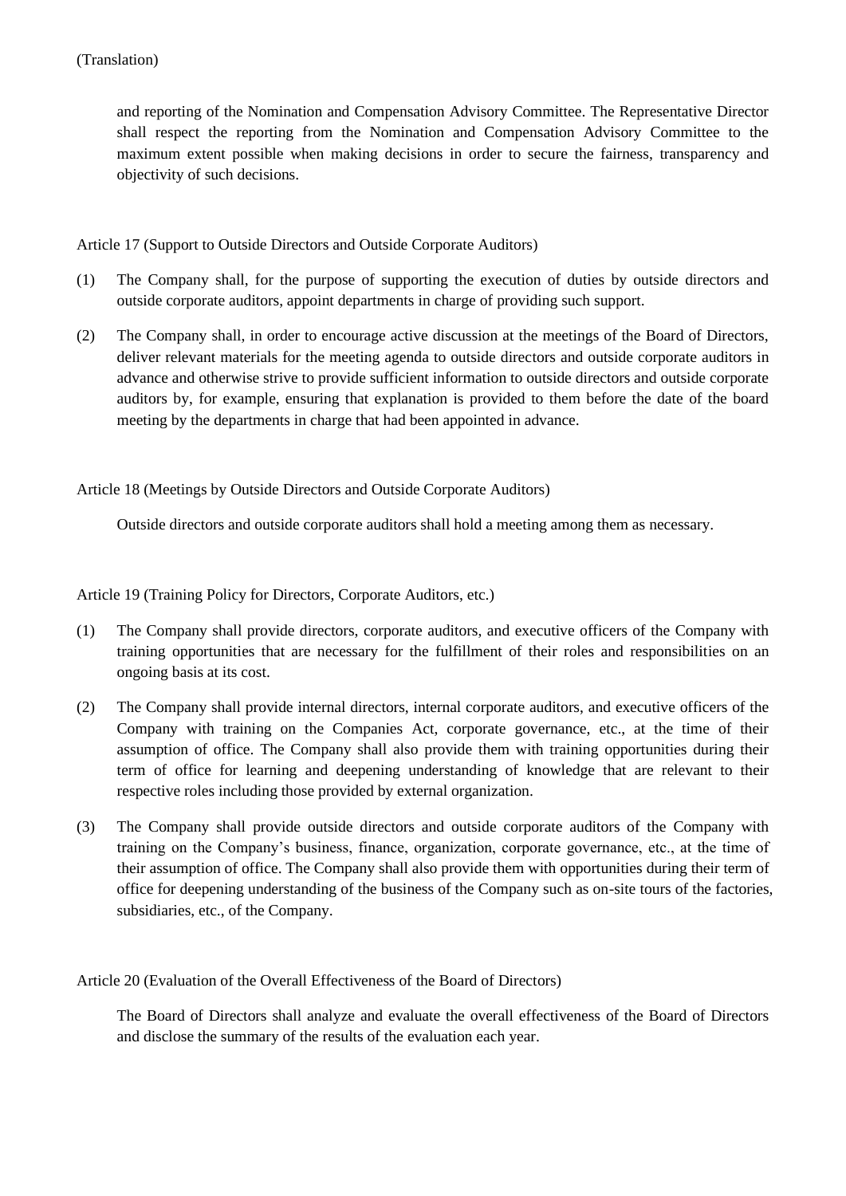and reporting of the Nomination and Compensation Advisory Committee. The Representative Director shall respect the reporting from the Nomination and Compensation Advisory Committee to the maximum extent possible when making decisions in order to secure the fairness, transparency and objectivity of such decisions.

Article 17 (Support to Outside Directors and Outside Corporate Auditors)

(1) The Company shall, for the purpose of supporting the execution of duties by outside directors and outside corporate auditors, appoint departments in charge of providing such support.

(2) The Company shall, in order to encourage active discussion at the meetings of the Board of Directors, deliver relevant materials for the meeting agenda to outside directors and outside corporate auditors in advance and otherwise strive to provide sufficient information to outside directors and outside corporate auditors by, for example, ensuring that explanation is provided to them before the date of the board meeting by the departments in charge that had been appointed in advance.

Article 18 (Meetings by Outside Directors and Outside Corporate Auditors)

Outside directors and outside corporate auditors shall hold a meeting among them as necessary.

Article 19 (Training Policy for Directors, Corporate Auditors, etc.)

(1) The Company shall provide directors, corporate auditors, and executive officers of the Company with training opportunities that are necessary for the fulfillment of their roles and responsibilities on an ongoing basis at its cost.

(2) The Company shall provide internal directors, internal corporate auditors, and executive officers of the Company with training on the Companies Act, corporate governance, etc., at the time of their assumption of office. The Company shall also provide them with training opportunities during their term of office for learning and deepening understanding of knowledge that are relevant to their respective roles including those provided by external organization.

(3) The Company shall provide outside directors and outside corporate auditors of the Company with training on the Company's business, finance, organization, corporate governance, etc., at the time of their assumption of office. The Company shall also provide them with opportunities during their term of office for deepening understanding of the business of the Company such as on-site tours of the factories, subsidiaries, etc., of the Company.

Article 20 (Evaluation of the Overall Effectiveness of the Board of Directors)

The Board of Directors shall analyze and evaluate the overall effectiveness of the Board of Directors and disclose the summary of the results of the evaluation each year.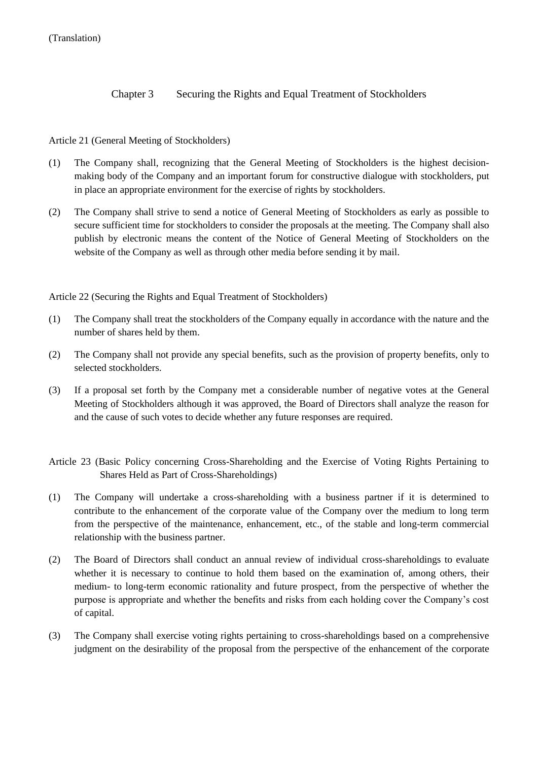(Translation)

## Chapter 3 Securing the Rights and Equal Treatment of Stockholders

### Article 21 (General Meeting of Stockholders)

(1) The Company shall, recognizing that the General Meeting of Stockholders is the highest decision-making body of the Company and an important forum for constructive dialogue with stockholders, put in place an appropriate environment for the exercise of rights by stockholders.

(2) The Company shall strive to send a notice of General Meeting of Stockholders as early as possible to secure sufficient time for stockholders to consider the proposals at the meeting. The Company shall also publish by electronic means the content of the Notice of General Meeting of Stockholders on the website of the Company as well as through other media before sending it by mail.

### Article 22 (Securing the Rights and Equal Treatment of Stockholders)

(1) The Company shall treat the stockholders of the Company equally in accordance with the nature and the number of shares held by them.

(2) The Company shall not provide any special benefits, such as the provision of property benefits, only to selected stockholders.

(3) If a proposal set forth by the Company met a considerable number of negative votes at the General Meeting of Stockholders although it was approved, the Board of Directors shall analyze the reason for and the cause of such votes to decide whether any future responses are required.

### Article 23 (Basic Policy concerning Cross-Shareholding and the Exercise of Voting Rights Pertaining to Shares Held as Part of Cross-Shareholdings)

(1) The Company will undertake a cross-shareholding with a business partner if it is determined to contribute to the enhancement of the corporate value of the Company over the medium to long term from the perspective of the maintenance, enhancement, etc., of the stable and long-term commercial relationship with the business partner.

(2) The Board of Directors shall conduct an annual review of individual cross-shareholdings to evaluate whether it is necessary to continue to hold them based on the examination of, among others, their medium- to long-term economic rationality and future prospect, from the perspective of whether the purpose is appropriate and whether the benefits and risks from each holding cover the Company's cost of capital.

(3) The Company shall exercise voting rights pertaining to cross-shareholdings based on a comprehensive judgment on the desirability of the proposal from the perspective of the enhancement of the corporate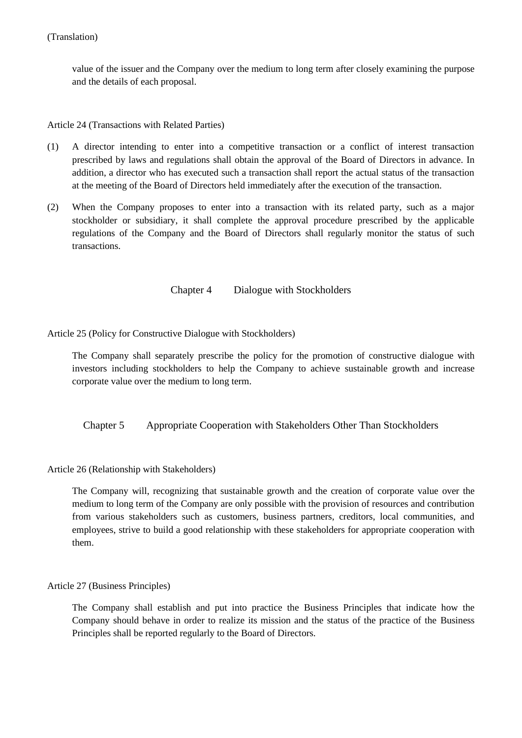value of the issuer and the Company over the medium to long term after closely examining the purpose and the details of each proposal.

Article 24 (Transactions with Related Parties)

(1) A director intending to enter into a competitive transaction or a conflict of interest transaction prescribed by laws and regulations shall obtain the approval of the Board of Directors in advance. In addition, a director who has executed such a transaction shall report the actual status of the transaction at the meeting of the Board of Directors held immediately after the execution of the transaction.

(2) When the Company proposes to enter into a transaction with its related party, such as a major stockholder or subsidiary, it shall complete the approval procedure prescribed by the applicable regulations of the Company and the Board of Directors shall regularly monitor the status of such transactions.

## Chapter 4 Dialogue with Stockholders

Article 25 (Policy for Constructive Dialogue with Stockholders)

The Company shall separately prescribe the policy for the promotion of constructive dialogue with investors including stockholders to help the Company to achieve sustainable growth and increase corporate value over the medium to long term.

## Chapter 5 Appropriate Cooperation with Stakeholders Other Than Stockholders

Article 26 (Relationship with Stakeholders)

The Company will, recognizing that sustainable growth and the creation of corporate value over the medium to long term of the Company are only possible with the provision of resources and contribution from various stakeholders such as customers, business partners, creditors, local communities, and employees, strive to build a good relationship with these stakeholders for appropriate cooperation with them.

Article 27 (Business Principles)

The Company shall establish and put into practice the Business Principles that indicate how the Company should behave in order to realize its mission and the status of the practice of the Business Principles shall be reported regularly to the Board of Directors.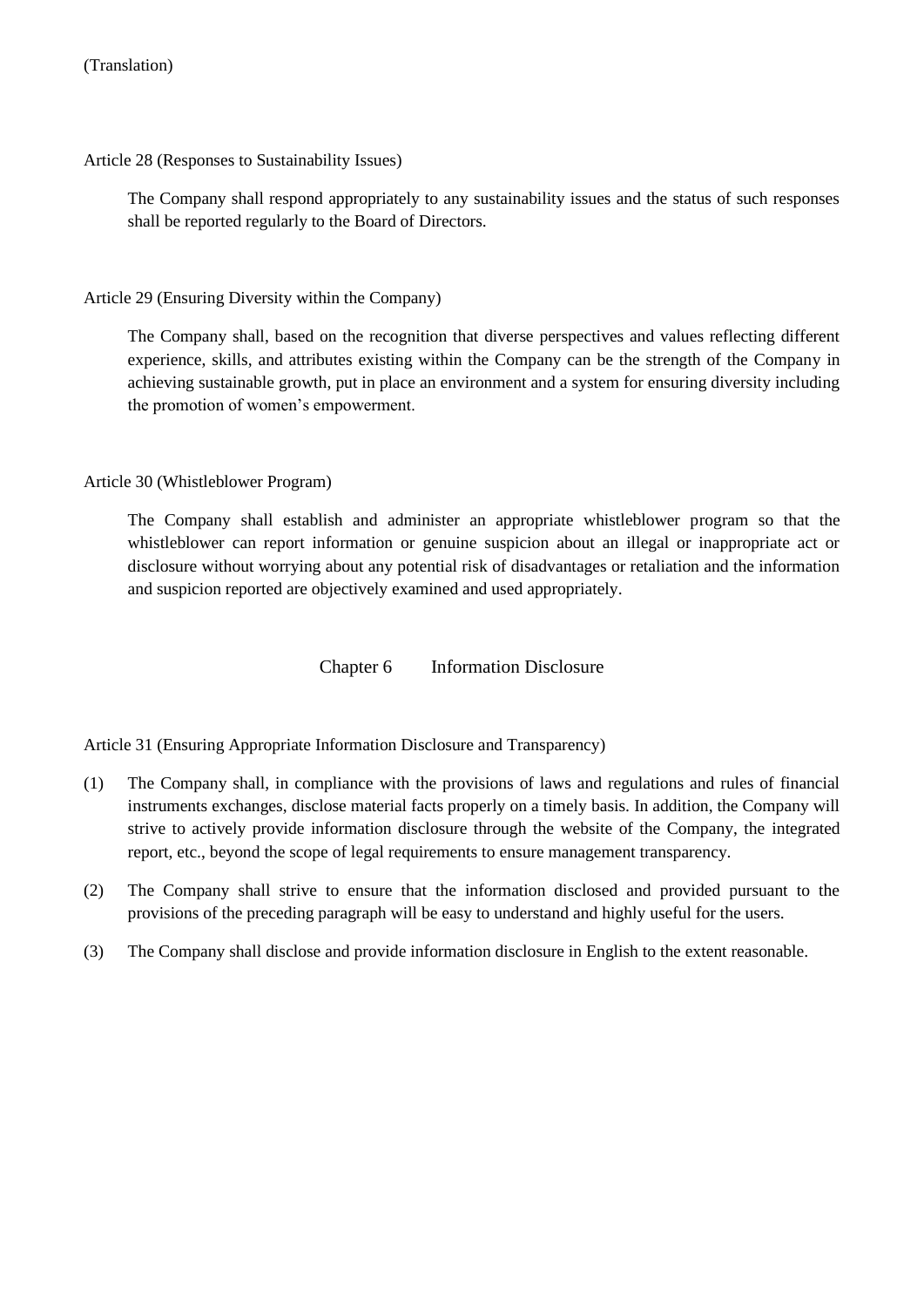(Translation)

Article 28 (Responses to Sustainability Issues)

The Company shall respond appropriately to any sustainability issues and the status of such responses shall be reported regularly to the Board of Directors.

Article 29 (Ensuring Diversity within the Company)

The Company shall, based on the recognition that diverse perspectives and values reflecting different experience, skills, and attributes existing within the Company can be the strength of the Company in achieving sustainable growth, put in place an environment and a system for ensuring diversity including the promotion of women's empowerment.

Article 30 (Whistleblower Program)

The Company shall establish and administer an appropriate whistleblower program so that the whistleblower can report information or genuine suspicion about an illegal or inappropriate act or disclosure without worrying about any potential risk of disadvantages or retaliation and the information and suspicion reported are objectively examined and used appropriately.

## Chapter 6 Information Disclosure

Article 31 (Ensuring Appropriate Information Disclosure and Transparency)

(1) The Company shall, in compliance with the provisions of laws and regulations and rules of financial instruments exchanges, disclose material facts properly on a timely basis. In addition, the Company will strive to actively provide information disclosure through the website of the Company, the integrated report, etc., beyond the scope of legal requirements to ensure management transparency.

(2) The Company shall strive to ensure that the information disclosed and provided pursuant to the provisions of the preceding paragraph will be easy to understand and highly useful for the users.

(3) The Company shall disclose and provide information disclosure in English to the extent reasonable.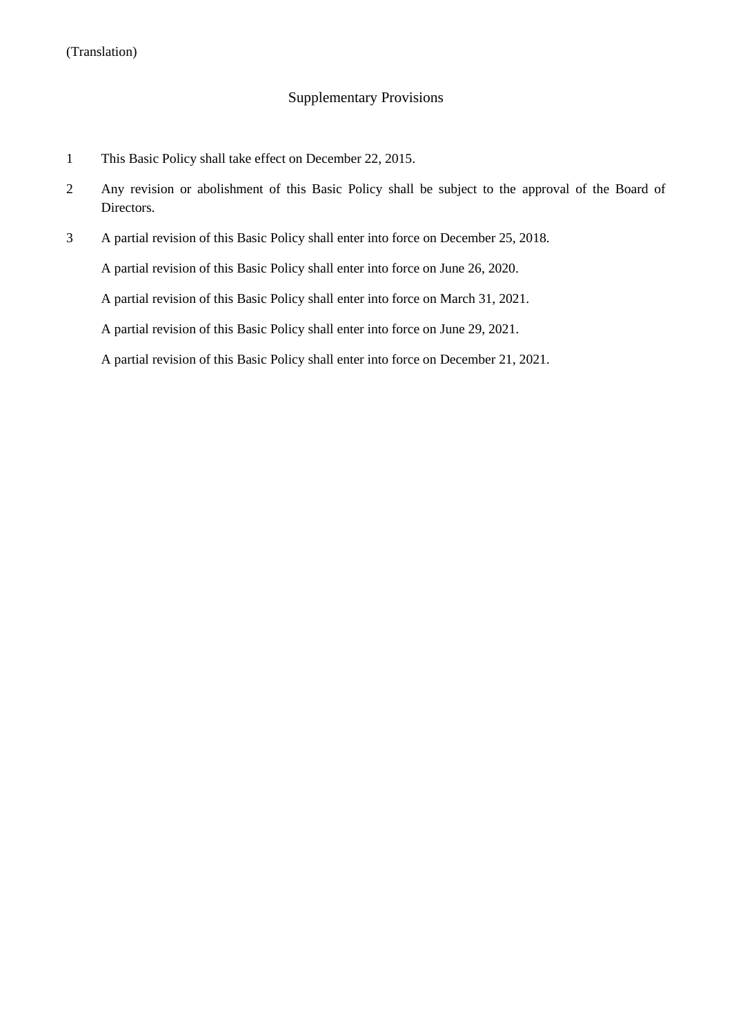(Translation)

## Supplementary Provisions

1. This Basic Policy shall take effect on December 22, 2015.

2. Any revision or abolishment of this Basic Policy shall be subject to the approval of the Board of Directors.

3. A partial revision of this Basic Policy shall enter into force on December 25, 2018.

   A partial revision of this Basic Policy shall enter into force on June 26, 2020.

   A partial revision of this Basic Policy shall enter into force on March 31, 2021.

   A partial revision of this Basic Policy shall enter into force on June 29, 2021.

   A partial revision of this Basic Policy shall enter into force on December 21, 2021.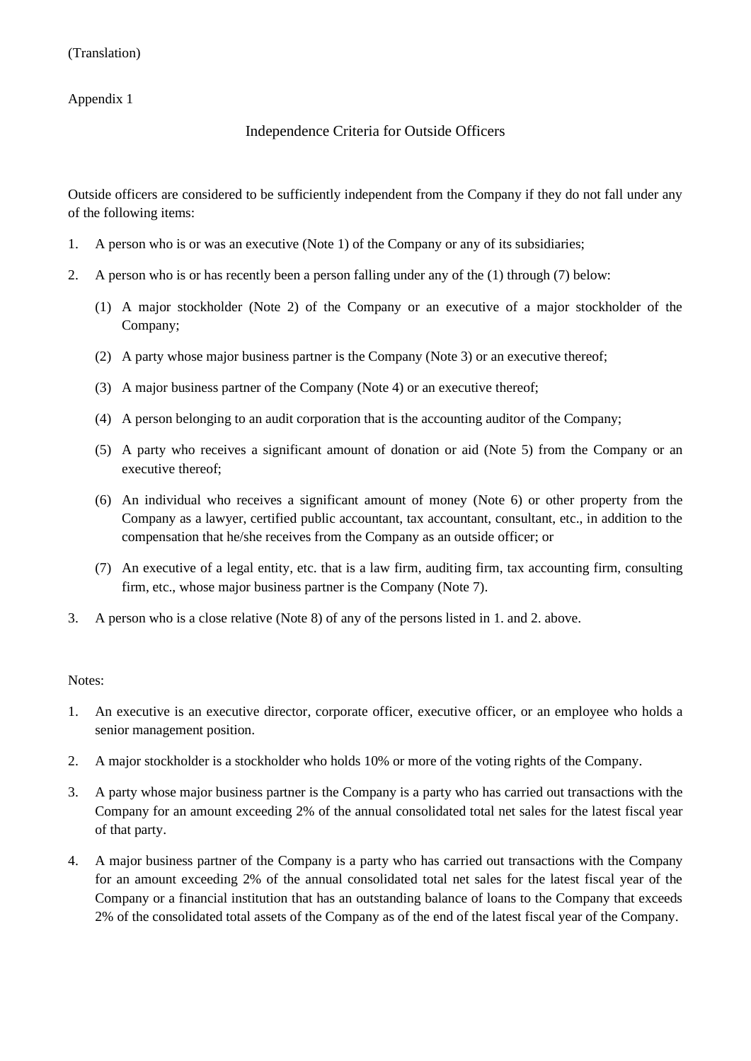(Translation)

Appendix 1

## Independence Criteria for Outside Officers

Outside officers are considered to be sufficiently independent from the Company if they do not fall under any of the following items:

1. A person who is or was an executive (Note 1) of the Company or any of its subsidiaries;
2. A person who is or has recently been a person falling under any of the (1) through (7) below:
   (1) A major stockholder (Note 2) of the Company or an executive of a major stockholder of the Company;
   (2) A party whose major business partner is the Company (Note 3) or an executive thereof;
   (3) A major business partner of the Company (Note 4) or an executive thereof;
   (4) A person belonging to an audit corporation that is the accounting auditor of the Company;
   (5) A party who receives a significant amount of donation or aid (Note 5) from the Company or an executive thereof;
   (6) An individual who receives a significant amount of money (Note 6) or other property from the Company as a lawyer, certified public accountant, tax accountant, consultant, etc., in addition to the compensation that he/she receives from the Company as an outside officer; or
   (7) An executive of a legal entity, etc. that is a law firm, auditing firm, tax accounting firm, consulting firm, etc., whose major business partner is the Company (Note 7).
3. A person who is a close relative (Note 8) of any of the persons listed in 1. and 2. above.

Notes:

1. An executive is an executive director, corporate officer, executive officer, or an employee who holds a senior management position.
2. A major stockholder is a stockholder who holds 10% or more of the voting rights of the Company.
3. A party whose major business partner is the Company is a party who has carried out transactions with the Company for an amount exceeding 2% of the annual consolidated total net sales for the latest fiscal year of that party.
4. A major business partner of the Company is a party who has carried out transactions with the Company for an amount exceeding 2% of the annual consolidated total net sales for the latest fiscal year of the Company or a financial institution that has an outstanding balance of loans to the Company that exceeds 2% of the consolidated total assets of the Company as of the end of the latest fiscal year of the Company.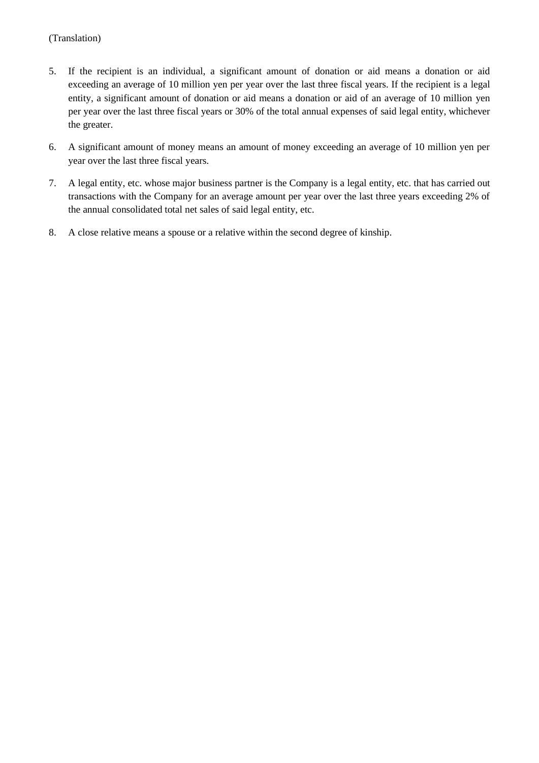(Translation)

5. If the recipient is an individual, a significant amount of donation or aid means a donation or aid exceeding an average of 10 million yen per year over the last three fiscal years. If the recipient is a legal entity, a significant amount of donation or aid means a donation or aid of an average of 10 million yen per year over the last three fiscal years or 30% of the total annual expenses of said legal entity, whichever the greater.

6. A significant amount of money means an amount of money exceeding an average of 10 million yen per year over the last three fiscal years.

7. A legal entity, etc. whose major business partner is the Company is a legal entity, etc. that has carried out transactions with the Company for an average amount per year over the last three years exceeding 2% of the annual consolidated total net sales of said legal entity, etc.

8. A close relative means a spouse or a relative within the second degree of kinship.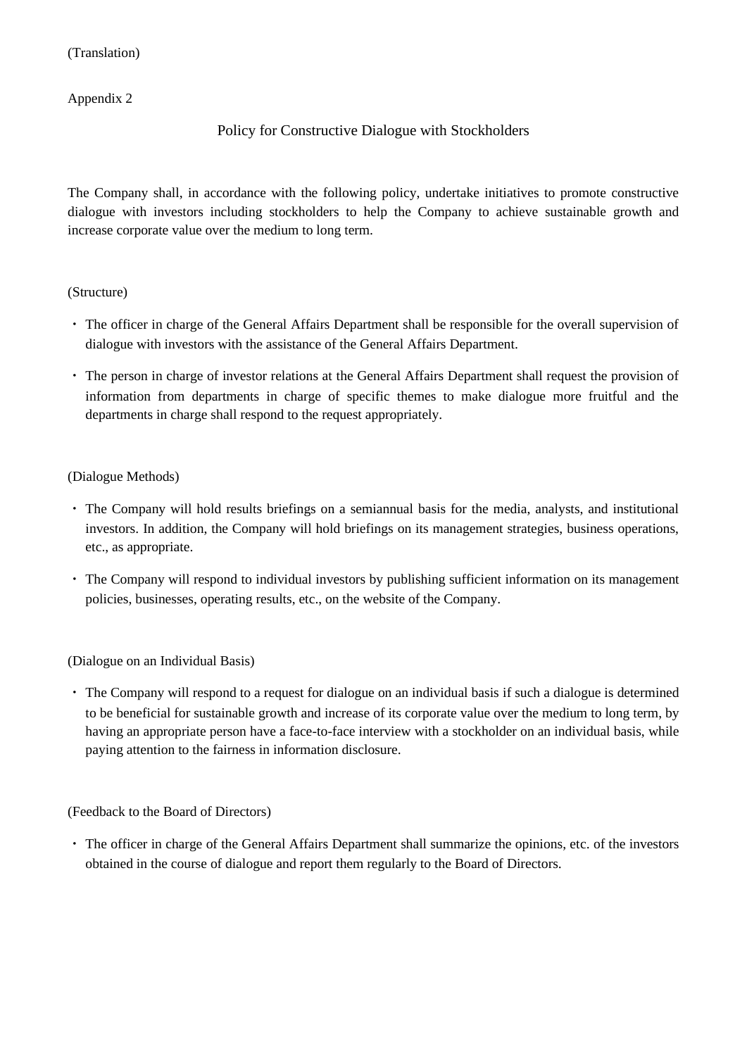(Translation)

Appendix 2

# Policy for Constructive Dialogue with Stockholders

The Company shall, in accordance with the following policy, undertake initiatives to promote constructive dialogue with investors including stockholders to help the Company to achieve sustainable growth and increase corporate value over the medium to long term.

(Structure)

- The officer in charge of the General Affairs Department shall be responsible for the overall supervision of dialogue with investors with the assistance of the General Affairs Department.
- The person in charge of investor relations at the General Affairs Department shall request the provision of information from departments in charge of specific themes to make dialogue more fruitful and the departments in charge shall respond to the request appropriately.

(Dialogue Methods)

- The Company will hold results briefings on a semiannual basis for the media, analysts, and institutional investors. In addition, the Company will hold briefings on its management strategies, business operations, etc., as appropriate.
- The Company will respond to individual investors by publishing sufficient information on its management policies, businesses, operating results, etc., on the website of the Company.

(Dialogue on an Individual Basis)

- The Company will respond to a request for dialogue on an individual basis if such a dialogue is determined to be beneficial for sustainable growth and increase of its corporate value over the medium to long term, by having an appropriate person have a face-to-face interview with a stockholder on an individual basis, while paying attention to the fairness in information disclosure.

(Feedback to the Board of Directors)

- The officer in charge of the General Affairs Department shall summarize the opinions, etc. of the investors obtained in the course of dialogue and report them regularly to the Board of Directors.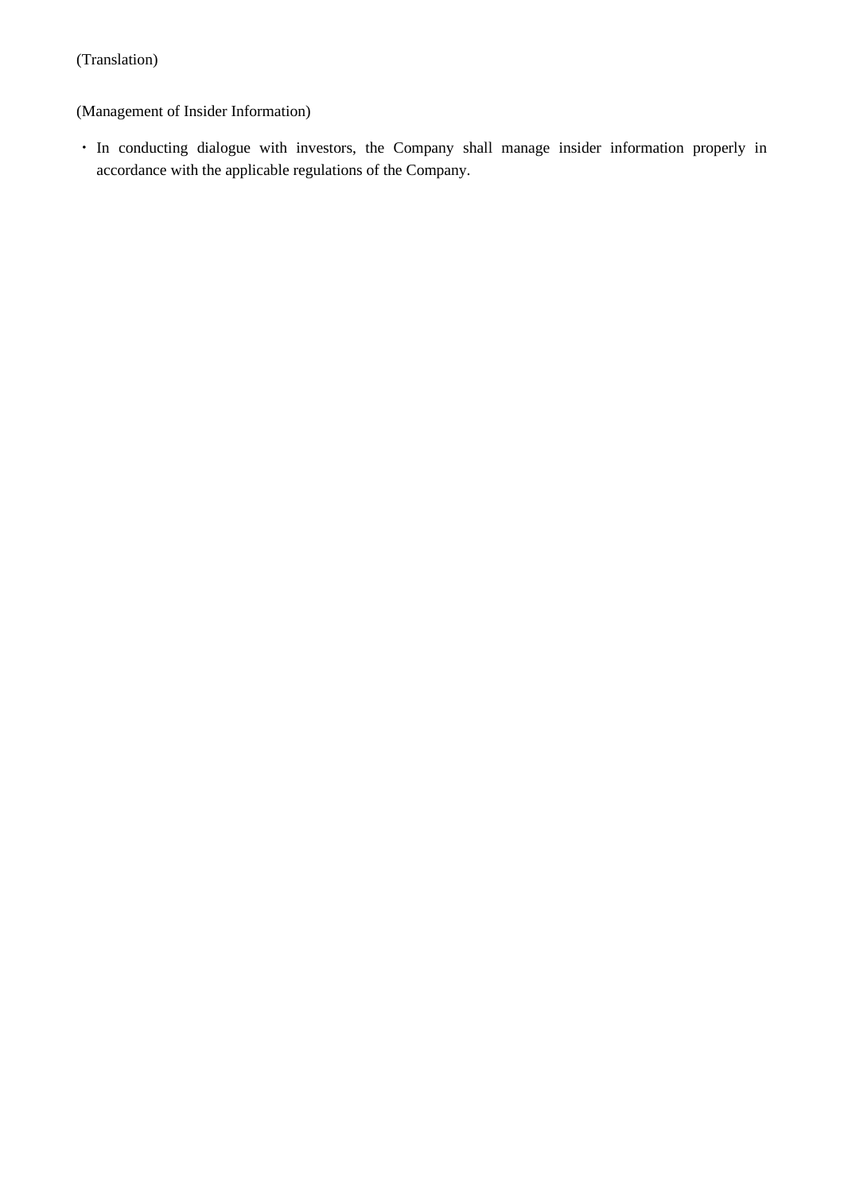(Translation)

(Management of Insider Information)

- In conducting dialogue with investors, the Company shall manage insider information properly in accordance with the applicable regulations of the Company.